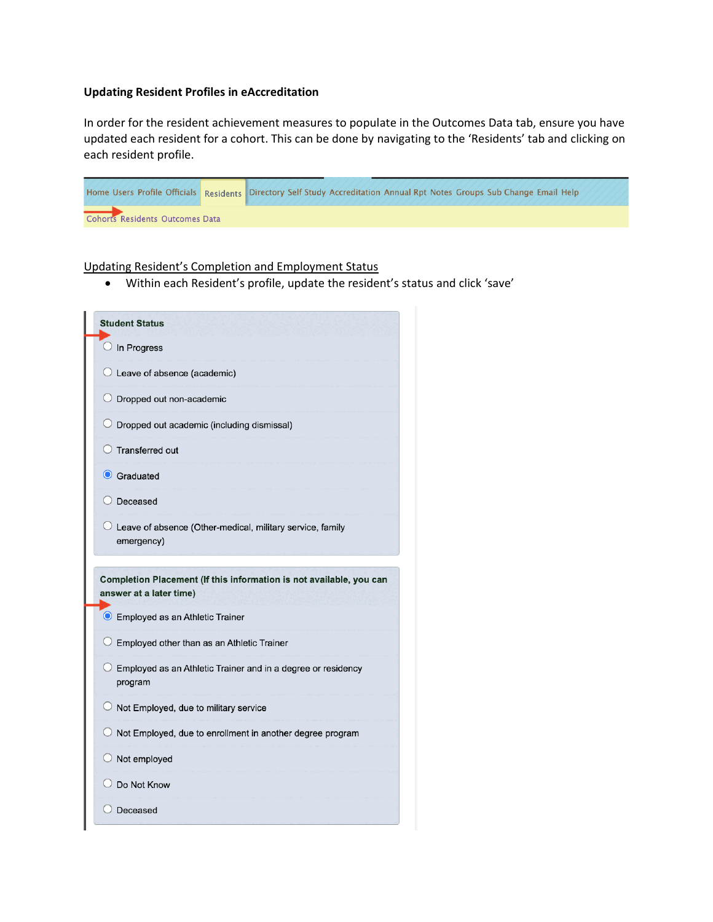**Updating Resident Profiles in eAccreditation**

In order for the resident achievement measures to populate in the Outcomes Data tab, ensure you have updated each resident for a cohort. This can be done by navigating to the 'Residents' tab and clicking on each resident profile.

Home Users Profile Officials **Residents** Directory Self Study Accreditation Annual Rpt Notes Groups Sub Change Email Help

Cohorts Residents Outcomes Data

<u>Updating Resident's Completion and Employment Status</u>

- Within each Resident's profile, update the resident's status and click 'save'

**Student Status**

- ○ In Progress
- ○ Leave of absence (academic)
- ○ Dropped out non-academic
- ○ Dropped out academic (including dismissal)
- ○ Transferred out
- ● Graduated
- ○ Deceased
- ○ Leave of absence (Other-medical, military service, family emergency)

**Completion Placement (If this information is not available, you can answer at a later time)**

- ● Employed as an Athletic Trainer
- ○ Employed other than as an Athletic Trainer
- ○ Employed as an Athletic Trainer and in a degree or residency program
- ○ Not Employed, due to military service
- ○ Not Employed, due to enrollment in another degree program
- ○ Not employed
- ○ Do Not Know
- ○ Deceased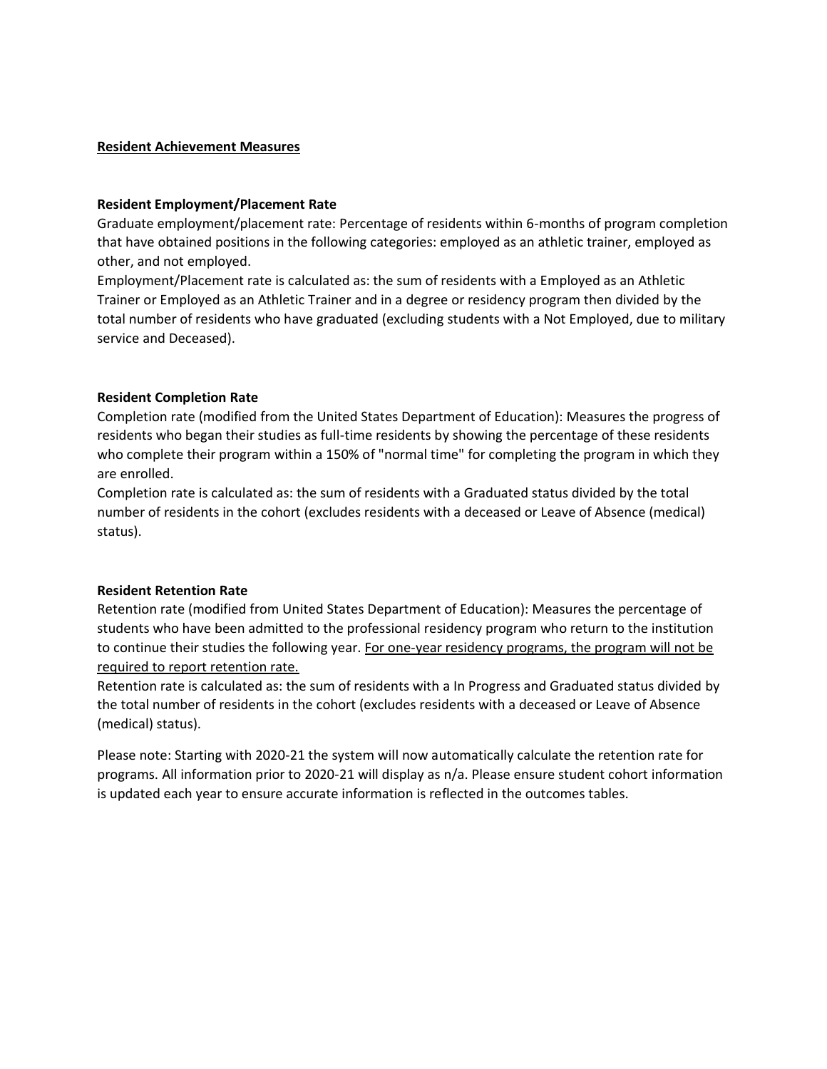**Resident Achievement Measures**

**Resident Employment/Placement Rate**

Graduate employment/placement rate: Percentage of residents within 6-months of program completion that have obtained positions in the following categories: employed as an athletic trainer, employed as other, and not employed.

Employment/Placement rate is calculated as: the sum of residents with a Employed as an Athletic Trainer or Employed as an Athletic Trainer and in a degree or residency program then divided by the total number of residents who have graduated (excluding students with a Not Employed, due to military service and Deceased).

**Resident Completion Rate**

Completion rate (modified from the United States Department of Education): Measures the progress of residents who began their studies as full-time residents by showing the percentage of these residents who complete their program within a 150% of "normal time" for completing the program in which they are enrolled.

Completion rate is calculated as: the sum of residents with a Graduated status divided by the total number of residents in the cohort (excludes residents with a deceased or Leave of Absence (medical) status).

**Resident Retention Rate**

Retention rate (modified from United States Department of Education): Measures the percentage of students who have been admitted to the professional residency program who return to the institution to continue their studies the following year. <u>For one-year residency programs, the program will not be required to report retention rate.</u>

Retention rate is calculated as: the sum of residents with a In Progress and Graduated status divided by the total number of residents in the cohort (excludes residents with a deceased or Leave of Absence (medical) status).

Please note: Starting with 2020-21 the system will now automatically calculate the retention rate for programs. All information prior to 2020-21 will display as n/a. Please ensure student cohort information is updated each year to ensure accurate information is reflected in the outcomes tables.